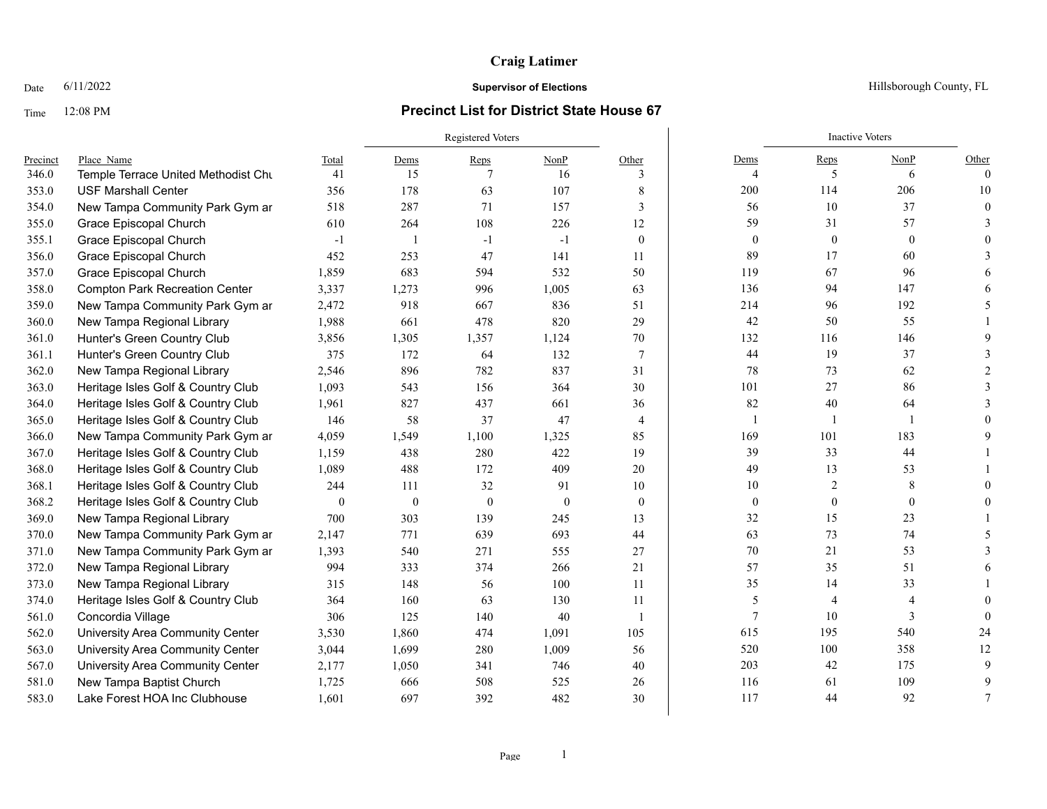**Craig Latimer**

Date 6/11/2022

**Supervisor of Elections**

Hillsborough County, FL

Time 12:08 PM

## Precinct List for District State House 67

| | | | Registered Voters | | | | Inactive Voters | | | |
|---|---|---|---|---|---|---|---|---|---|---|
| Precinct | Place_Name | Total | Dems | Reps | NonP | Other | Dems | Reps | NonP | Other |
| 346.0 | Temple Terrace United Methodist Chu | 41 | 15 | 7 | 16 | 3 | 4 | 5 | 6 | 0 |
| 353.0 | USF Marshall Center | 356 | 178 | 63 | 107 | 8 | 200 | 114 | 206 | 10 |
| 354.0 | New Tampa Community Park Gym ar | 518 | 287 | 71 | 157 | 3 | 56 | 10 | 37 | 0 |
| 355.0 | Grace Episcopal Church | 610 | 264 | 108 | 226 | 12 | 59 | 31 | 57 | 3 |
| 355.1 | Grace Episcopal Church | -1 | 1 | -1 | -1 | 0 | 0 | 0 | 0 | 0 |
| 356.0 | Grace Episcopal Church | 452 | 253 | 47 | 141 | 11 | 89 | 17 | 60 | 3 |
| 357.0 | Grace Episcopal Church | 1,859 | 683 | 594 | 532 | 50 | 119 | 67 | 96 | 6 |
| 358.0 | Compton Park Recreation Center | 3,337 | 1,273 | 996 | 1,005 | 63 | 136 | 94 | 147 | 6 |
| 359.0 | New Tampa Community Park Gym ar | 2,472 | 918 | 667 | 836 | 51 | 214 | 96 | 192 | 5 |
| 360.0 | New Tampa Regional Library | 1,988 | 661 | 478 | 820 | 29 | 42 | 50 | 55 | 1 |
| 361.0 | Hunter's Green Country Club | 3,856 | 1,305 | 1,357 | 1,124 | 70 | 132 | 116 | 146 | 9 |
| 361.1 | Hunter's Green Country Club | 375 | 172 | 64 | 132 | 7 | 44 | 19 | 37 | 3 |
| 362.0 | New Tampa Regional Library | 2,546 | 896 | 782 | 837 | 31 | 78 | 73 | 62 | 2 |
| 363.0 | Heritage Isles Golf & Country Club | 1,093 | 543 | 156 | 364 | 30 | 101 | 27 | 86 | 3 |
| 364.0 | Heritage Isles Golf & Country Club | 1,961 | 827 | 437 | 661 | 36 | 82 | 40 | 64 | 3 |
| 365.0 | Heritage Isles Golf & Country Club | 146 | 58 | 37 | 47 | 4 | 1 | 1 | 1 | 0 |
| 366.0 | New Tampa Community Park Gym ar | 4,059 | 1,549 | 1,100 | 1,325 | 85 | 169 | 101 | 183 | 9 |
| 367.0 | Heritage Isles Golf & Country Club | 1,159 | 438 | 280 | 422 | 19 | 39 | 33 | 44 | 1 |
| 368.0 | Heritage Isles Golf & Country Club | 1,089 | 488 | 172 | 409 | 20 | 49 | 13 | 53 | 1 |
| 368.1 | Heritage Isles Golf & Country Club | 244 | 111 | 32 | 91 | 10 | 10 | 2 | 8 | 0 |
| 368.2 | Heritage Isles Golf & Country Club | 0 | 0 | 0 | 0 | 0 | 0 | 0 | 0 | 0 |
| 369.0 | New Tampa Regional Library | 700 | 303 | 139 | 245 | 13 | 32 | 15 | 23 | 1 |
| 370.0 | New Tampa Community Park Gym ar | 2,147 | 771 | 639 | 693 | 44 | 63 | 73 | 74 | 5 |
| 371.0 | New Tampa Community Park Gym ar | 1,393 | 540 | 271 | 555 | 27 | 70 | 21 | 53 | 3 |
| 372.0 | New Tampa Regional Library | 994 | 333 | 374 | 266 | 21 | 57 | 35 | 51 | 6 |
| 373.0 | New Tampa Regional Library | 315 | 148 | 56 | 100 | 11 | 35 | 14 | 33 | 1 |
| 374.0 | Heritage Isles Golf & Country Club | 364 | 160 | 63 | 130 | 11 | 5 | 4 | 4 | 0 |
| 561.0 | Concordia Village | 306 | 125 | 140 | 40 | 1 | 7 | 10 | 3 | 0 |
| 562.0 | University Area Community Center | 3,530 | 1,860 | 474 | 1,091 | 105 | 615 | 195 | 540 | 24 |
| 563.0 | University Area Community Center | 3,044 | 1,699 | 280 | 1,009 | 56 | 520 | 100 | 358 | 12 |
| 567.0 | University Area Community Center | 2,177 | 1,050 | 341 | 746 | 40 | 203 | 42 | 175 | 9 |
| 581.0 | New Tampa Baptist Church | 1,725 | 666 | 508 | 525 | 26 | 116 | 61 | 109 | 9 |
| 583.0 | Lake Forest HOA Inc Clubhouse | 1,601 | 697 | 392 | 482 | 30 | 117 | 44 | 92 | 7 |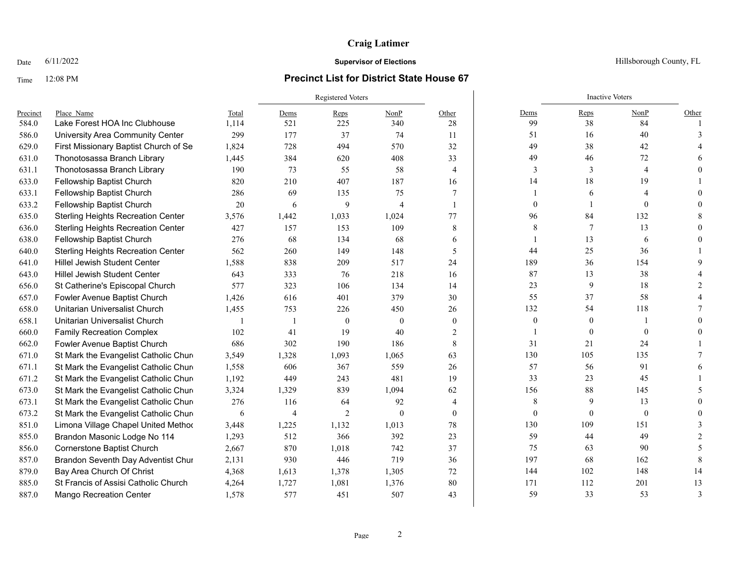**Craig Latimer**

Date 6/11/2022 **Supervisor of Elections** Hillsborough County, FL

Time 12:08 PM

## Precinct List for District State House 67

| | | | Registered Voters | | | | Inactive Voters | | | |
|---|---|---|---|---|---|---|---|---|---|---|
| Precinct | Place_Name | Total | Dems | Reps | NonP | Other | Dems | Reps | NonP | Other |
| 584.0 | Lake Forest HOA Inc Clubhouse | 1,114 | 521 | 225 | 340 | 28 | 99 | 38 | 84 | 1 |
| 586.0 | University Area Community Center | 299 | 177 | 37 | 74 | 11 | 51 | 16 | 40 | 3 |
| 629.0 | First Missionary Baptist Church of Se | 1,824 | 728 | 494 | 570 | 32 | 49 | 38 | 42 | 4 |
| 631.0 | Thonotosassa Branch Library | 1,445 | 384 | 620 | 408 | 33 | 49 | 46 | 72 | 6 |
| 631.1 | Thonotosassa Branch Library | 190 | 73 | 55 | 58 | 4 | 3 | 3 | 4 | 0 |
| 633.0 | Fellowship Baptist Church | 820 | 210 | 407 | 187 | 16 | 14 | 18 | 19 | 1 |
| 633.1 | Fellowship Baptist Church | 286 | 69 | 135 | 75 | 7 | 1 | 6 | 4 | 0 |
| 633.2 | Fellowship Baptist Church | 20 | 6 | 9 | 4 | 1 | 0 | 1 | 0 | 0 |
| 635.0 | Sterling Heights Recreation Center | 3,576 | 1,442 | 1,033 | 1,024 | 77 | 96 | 84 | 132 | 8 |
| 636.0 | Sterling Heights Recreation Center | 427 | 157 | 153 | 109 | 8 | 8 | 7 | 13 | 0 |
| 638.0 | Fellowship Baptist Church | 276 | 68 | 134 | 68 | 6 | 1 | 13 | 6 | 0 |
| 640.0 | Sterling Heights Recreation Center | 562 | 260 | 149 | 148 | 5 | 44 | 25 | 36 | 1 |
| 641.0 | Hillel Jewish Student Center | 1,588 | 838 | 209 | 517 | 24 | 189 | 36 | 154 | 9 |
| 643.0 | Hillel Jewish Student Center | 643 | 333 | 76 | 218 | 16 | 87 | 13 | 38 | 4 |
| 656.0 | St Catherine's Episcopal Church | 577 | 323 | 106 | 134 | 14 | 23 | 9 | 18 | 2 |
| 657.0 | Fowler Avenue Baptist Church | 1,426 | 616 | 401 | 379 | 30 | 55 | 37 | 58 | 4 |
| 658.0 | Unitarian Universalist Church | 1,455 | 753 | 226 | 450 | 26 | 132 | 54 | 118 | 7 |
| 658.1 | Unitarian Universalist Church | 1 | 1 | 0 | 0 | 0 | 0 | 0 | 1 | 0 |
| 660.0 | Family Recreation Complex | 102 | 41 | 19 | 40 | 2 | 1 | 0 | 0 | 0 |
| 662.0 | Fowler Avenue Baptist Church | 686 | 302 | 190 | 186 | 8 | 31 | 21 | 24 | 1 |
| 671.0 | St Mark the Evangelist Catholic Churc | 3,549 | 1,328 | 1,093 | 1,065 | 63 | 130 | 105 | 135 | 7 |
| 671.1 | St Mark the Evangelist Catholic Churc | 1,558 | 606 | 367 | 559 | 26 | 57 | 56 | 91 | 6 |
| 671.2 | St Mark the Evangelist Catholic Churc | 1,192 | 449 | 243 | 481 | 19 | 33 | 23 | 45 | 1 |
| 673.0 | St Mark the Evangelist Catholic Churc | 3,324 | 1,329 | 839 | 1,094 | 62 | 156 | 88 | 145 | 5 |
| 673.1 | St Mark the Evangelist Catholic Churc | 276 | 116 | 64 | 92 | 4 | 8 | 9 | 13 | 0 |
| 673.2 | St Mark the Evangelist Catholic Churc | 6 | 4 | 2 | 0 | 0 | 0 | 0 | 0 | 0 |
| 851.0 | Limona Village Chapel United Methoc | 3,448 | 1,225 | 1,132 | 1,013 | 78 | 130 | 109 | 151 | 3 |
| 855.0 | Brandon Masonic Lodge No 114 | 1,293 | 512 | 366 | 392 | 23 | 59 | 44 | 49 | 2 |
| 856.0 | Cornerstone Baptist Church | 2,667 | 870 | 1,018 | 742 | 37 | 75 | 63 | 90 | 5 |
| 857.0 | Brandon Seventh Day Adventist Chur | 2,131 | 930 | 446 | 719 | 36 | 197 | 68 | 162 | 8 |
| 879.0 | Bay Area Church Of Christ | 4,368 | 1,613 | 1,378 | 1,305 | 72 | 144 | 102 | 148 | 14 |
| 885.0 | St Francis of Assisi Catholic Church | 4,264 | 1,727 | 1,081 | 1,376 | 80 | 171 | 112 | 201 | 13 |
| 887.0 | Mango Recreation Center | 1,578 | 577 | 451 | 507 | 43 | 59 | 33 | 53 | 3 |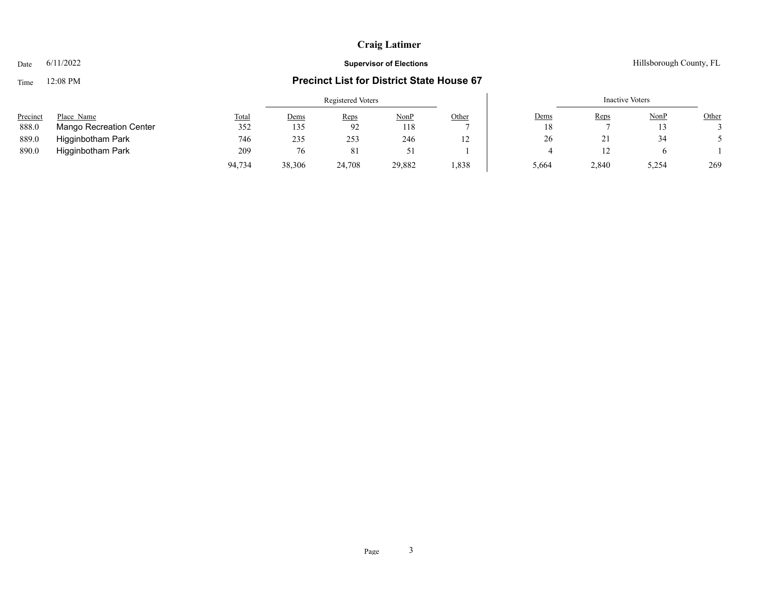# Craig Latimer

Date 6/11/2022

**Supervisor of Elections**

Hillsborough County, FL

Time 12:08 PM

## Precinct List for District State House 67

| | | | Registered Voters | | | | Inactive Voters | | | |
|---|---|---|---|---|---|---|---|---|---|---|
| Precinct | Place_Name | Total | Dems | Reps | NonP | Other | Dems | Reps | NonP | Other |
| 888.0 | Mango Recreation Center | 352 | 135 | 92 | 118 | 7 | 18 | 7 | 13 | 3 |
| 889.0 | Higginbotham Park | 746 | 235 | 253 | 246 | 12 | 26 | 21 | 34 | 5 |
| 890.0 | Higginbotham Park | 209 | 76 | 81 | 51 | 1 | 4 | 12 | 6 | 1 |
| | | 94,734 | 38,306 | 24,708 | 29,882 | 1,838 | 5,664 | 2,840 | 5,254 | 269 |